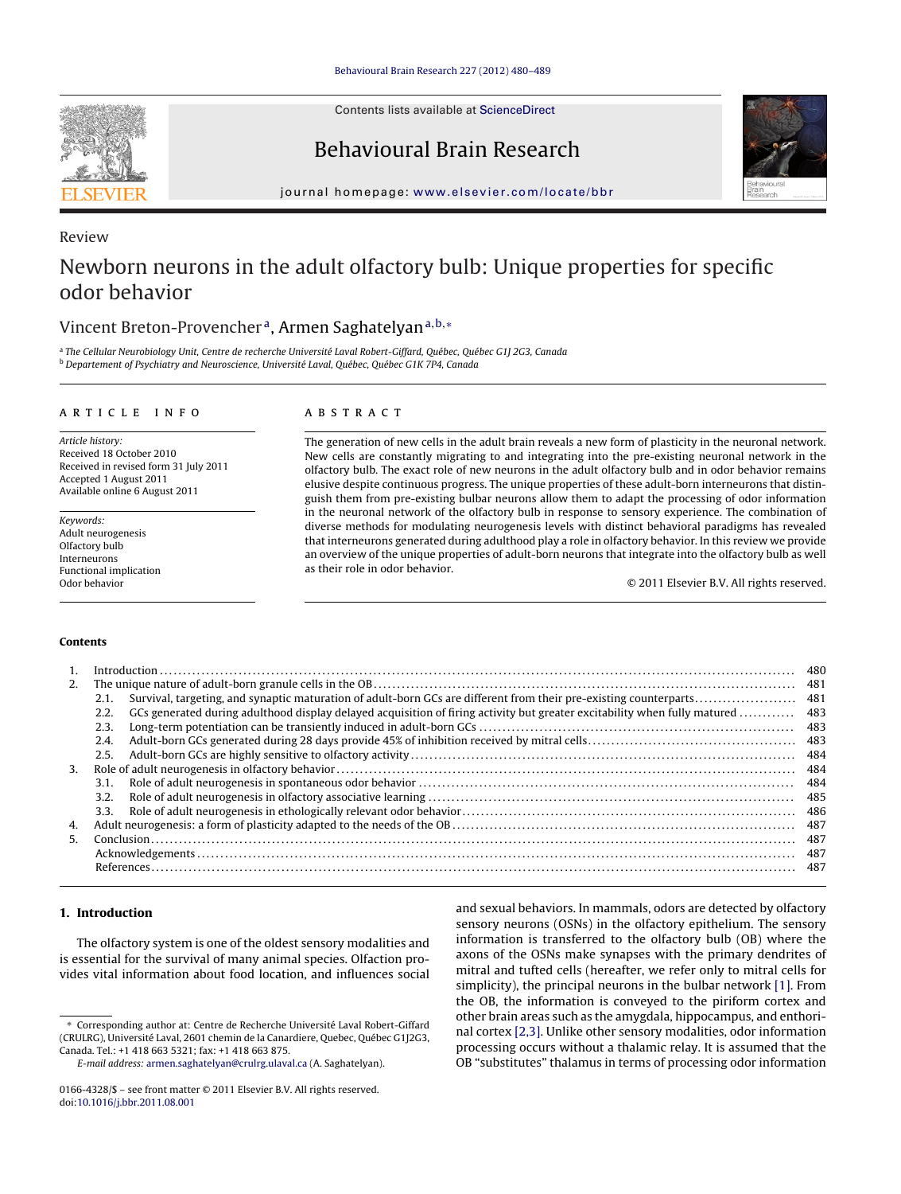Review

# Newborn neurons in the adult olfactory bulb: Unique properties for specific odor behavior

Vincent Breton-Provencher[a], Armen Saghatelyan[a,b,*]

[a] The Cellular Neurobiology Unit, Centre de recherche Université Laval Robert-Giffard, Québec, Québec G1J 2G3, Canada
[b] Departement of Psychiatry and Neuroscience, Université Laval, Québec G1K 7P4, Canada

## ARTICLE INFO

*Article history:*
Received 18 October 2010
Received in revised form 31 July 2011
Accepted 1 August 2011
Available online 6 August 2011

*Keywords:*
Adult neurogenesis
Olfactory bulb
Interneurons
Functional implication
Odor behavior

## ABSTRACT

The generation of new cells in the adult brain reveals a new form of plasticity in the neuronal network. New cells are constantly migrating to and integrating into the pre-existing neuronal network in the olfactory bulb. The exact role of new neurons in the adult olfactory bulb and in odor behavior remains elusive despite continuous progress. The unique properties of these adult-born interneurons that distinguish them from pre-existing bulbar neurons allow them to adapt the processing of odor information in the neuronal network of the olfactory bulb in response to sensory experience. The combination of diverse methods for modulating neurogenesis levels with distinct behavioral paradigms has revealed that interneurons generated during adulthood play a role in olfactory behavior. In this review we provide an overview of the unique properties of adult-born neurons that integrate into the olfactory bulb as well as their role in odor behavior.

© 2011 Elsevier B.V. All rights reserved.

## Contents

1. Introduction ........ 480
2. The unique nature of adult-born granule cells in the OB ........ 481
   2.1. Survival, targeting, and synaptic maturation of adult-born GCs are different from their pre-existing counterparts ........ 481
   2.2. GCs generated during adulthood display delayed acquisition of firing activity but greater excitability when fully matured ........ 483
   2.3. Long-term potentiation can be transiently induced in adult-born GCs ........ 483
   2.4. Adult-born GCs generated during 28 days provide 45% of inhibition received by mitral cells ........ 483
   2.5. Adult-born GCs are highly sensitive to olfactory activity ........ 484
3. Role of adult neurogenesis in olfactory behavior ........ 484
   3.1. Role of adult neurogenesis in spontaneous odor behavior ........ 484
   3.2. Role of adult neurogenesis in olfactory associative learning ........ 485
   3.3. Role of adult neurogenesis in ethologically relevant odor behavior ........ 486
4. Adult neurogenesis: a form of plasticity adapted to the needs of the OB ........ 487
5. Conclusion ........ 487
   Acknowledgements ........ 487
   References ........ 487

## 1. Introduction

The olfactory system is one of the oldest sensory modalities and is essential for the survival of many animal species. Olfaction provides vital information about food location, and influences social and sexual behaviors. In mammals, odors are detected by olfactory sensory neurons (OSNs) in the olfactory epithelium. The sensory information is transferred to the olfactory bulb (OB) where the axons of the OSNs make synapses with the primary dendrites of mitral and tufted cells (hereafter, we refer only to mitral cells for simplicity), the principal neurons in the bulbar network [1]. From the OB, the information is conveyed to the piriform cortex and other brain areas such as the amygdala, hippocampus, and enthorinal cortex [2,3]. Unlike other sensory modalities, odor information processing occurs without a thalamic relay. It is assumed that the OB "substitutes" thalamus in terms of processing odor information

---

* Corresponding author at: Centre de Recherche Université Laval Robert-Giffard (CRULRG), Université Laval, 2601 chemin de la Canardiere, Quebec, Québec G1J2G3, Canada. Tel.: +1 418 663 5321; fax: +1 418 663 875.
*E-mail address:* armen.saghatelyan@crulrg.ulaval.ca (A. Saghatelyan).

0166-4328/$ – see front matter © 2011 Elsevier B.V. All rights reserved.
doi:10.1016/j.bbr.2011.08.001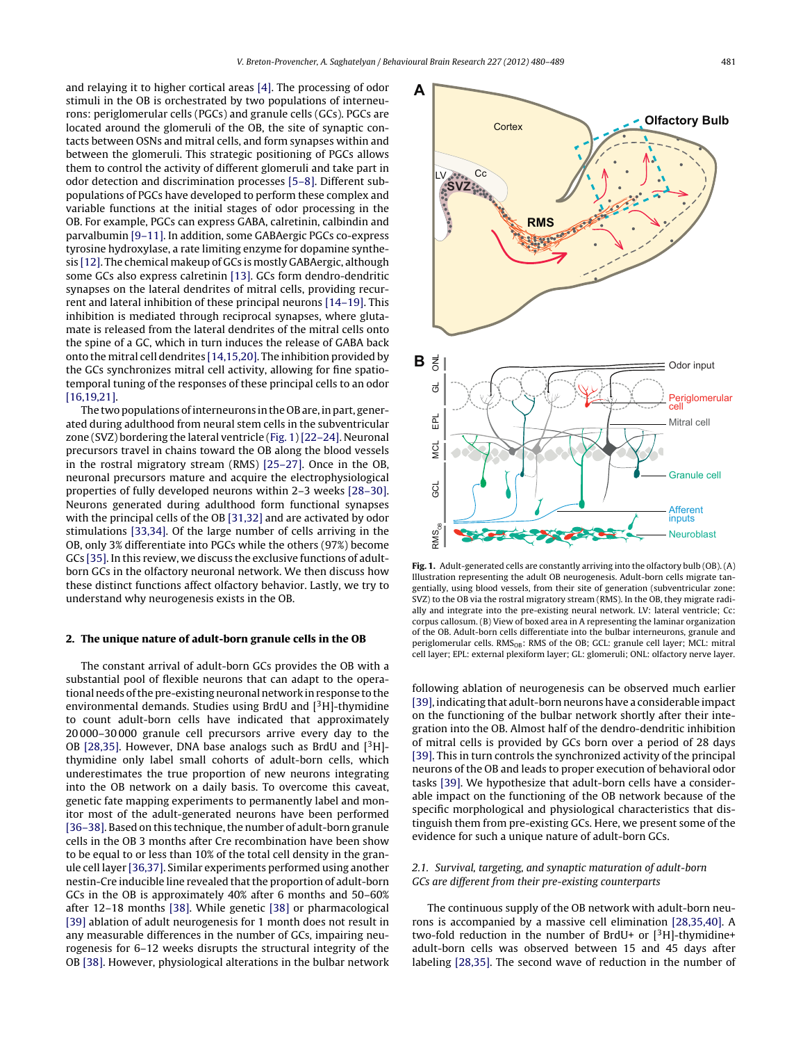and relaying it to higher cortical areas [4]. The processing of odor stimuli in the OB is orchestrated by two populations of interneurons: periglomerular cells (PGCs) and granule cells (GCs). PGCs are located around the glomeruli of the OB, the site of synaptic contacts between OSNs and mitral cells, and form synapses within and between the glomeruli. This strategic positioning of PGCs allows them to control the activity of different glomeruli and take part in odor detection and discrimination processes [5–8]. Different subpopulations of PGCs have developed to perform these complex and variable functions at the initial stages of odor processing in the OB. For example, PGCs can express GABA, calretinin, calbindin and parvalbumin [9–11]. In addition, some GABAergic PGCs co-express tyrosine hydroxylase, a rate limiting enzyme for dopamine synthesis [12]. The chemical makeup of GCs is mostly GABAergic, although some GCs also express calretinin [13]. GCs form dendro-dendritic synapses on the lateral dendrites of mitral cells, providing recurrent and lateral inhibition of these principal neurons [14–19]. This inhibition is mediated through reciprocal synapses, where glutamate is released from the lateral dendrites of the mitral cells onto the spine of a GC, which in turn induces the release of GABA back onto the mitral cell dendrites [14,15,20]. The inhibition provided by the GCs synchronizes mitral cell activity, allowing for fine spatio-temporal tuning of the responses of these principal cells to an odor [16,19,21].

The two populations of interneurons in the OB are, in part, generated during adulthood from neural stem cells in the subventricular zone (SVZ) bordering the lateral ventricle (Fig. 1) [22–24]. Neuronal precursors travel in chains toward the OB along the blood vessels in the rostral migratory stream (RMS) [25–27]. Once in the OB, neuronal precursors mature and acquire the electrophysiological properties of fully developed neurons within 2–3 weeks [28–30]. Neurons generated during adulthood form functional synapses with the principal cells of the OB [31,32] and are activated by odor stimulations [33,34]. Of the large number of cells arriving in the OB, only 3% differentiate into PGCs while the others (97%) become GCs [35]. In this review, we discuss the exclusive functions of adult-born GCs in the olfactory neuronal network. We then discuss how these distinct functions affect olfactory behavior. Lastly, we try to understand why neurogenesis exists in the OB.

## 2. The unique nature of adult-born granule cells in the OB

The constant arrival of adult-born GCs provides the OB with a substantial pool of flexible neurons that can adapt to the operational needs of the pre-existing neuronal network in response to the environmental demands. Studies using BrdU and [$^{3}$H]-thymidine to count adult-born cells have indicated that approximately 20 000–30 000 granule cell precursors arrive every day to the OB [28,35]. However, DNA base analogs such as BrdU and [$^{3}$H]-thymidine only label small cohorts of adult-born cells, which underestimates the true proportion of new neurons integrating into the OB network on a daily basis. To overcome this caveat, genetic fate mapping experiments to permanently label and monitor most of the adult-generated neurons have been performed [36–38]. Based on this technique, the number of adult-born granule cells in the OB 3 months after Cre recombination have been shown to be equal to or less than 10% of the total cell density in the granule cell layer [36,37]. Similar experiments performed using another nestin-Cre inducible line revealed that the proportion of adult-born GCs in the OB is approximately 40% after 6 months and 50–60% after 12–18 months [38]. While genetic [38] or pharmacological [39] ablation of adult neurogenesis for 1 month does not result in any measurable differences in the number of GCs, impairing neurogenesis for 6–12 weeks disrupts the structural integrity of the OB [38]. However, physiological alterations in the bulbar network following ablation of neurogenesis can be observed much earlier [39], indicating that adult-born neurons have a considerable impact on the functioning of the bulbar network shortly after their integration into the OB. Almost half of the dendro-dendritic inhibition of mitral cells is provided by GCs born over a period of 28 days [39]. This in turn controls the synchronized activity of the principal neurons of the OB and leads to proper execution of behavioral odor tasks [39]. We hypothesize that adult-born cells have a considerable impact on the functioning of the OB network because of the specific morphological and physiological characteristics that distinguish them from pre-existing GCs. Here, we present some of the evidence for such a unique nature of adult-born GCs.

**Fig. 1.** Adult-generated cells are constantly arriving into the olfactory bulb (OB). (A) Illustration representing the adult OB neurogenesis. Adult-born cells migrate tangentially, using blood vessels, from their site of generation (subventricular zone: SVZ) to the OB via the rostral migratory stream (RMS). In the OB, they migrate radially and integrate into the pre-existing neural network. LV: lateral ventricle; Cc: corpus callosum. (B) View of boxed area in A representing the laminar organization of the OB. Adult-born cells differentiate into the bulbar interneurons, granule and periglomerular cells. $RMS_{OB}$: RMS of the OB; GCL: granule cell layer; MCL: mitral cell layer; EPL: external plexiform layer; GL: glomeruli; ONL: olfactory nerve layer.

### 2.1. Survival, targeting, and synaptic maturation of adult-born GCs are different from their pre-existing counterparts

The continuous supply of the OB network with adult-born neurons is accompanied by a massive cell elimination [28,35,40]. A two-fold reduction in the number of BrdU+ or [$^{3}$H]-thymidine+ adult-born cells was observed between 15 and 45 days after labeling [28,35]. The second wave of reduction in the number of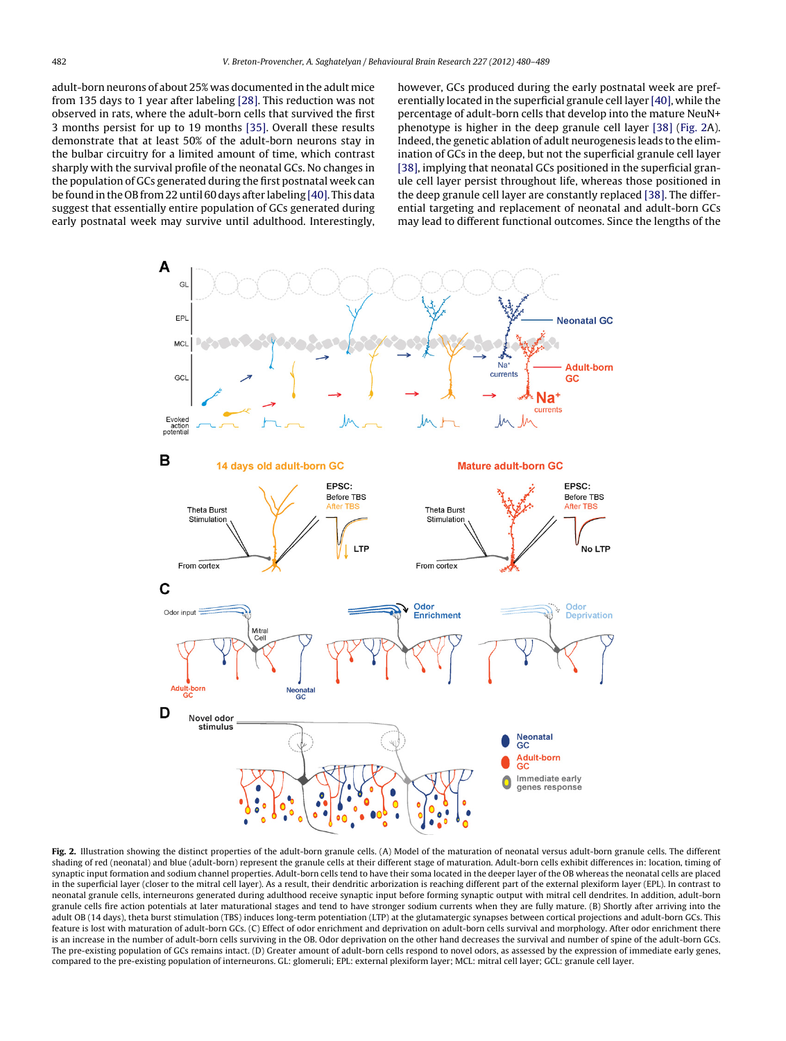adult-born neurons of about 25% was documented in the adult mice from 135 days to 1 year after labeling [28]. This reduction was not observed in rats, where the adult-born cells that survived the first 3 months persist for up to 19 months [35]. Overall these results demonstrate that at least 50% of the adult-born neurons stay in the bulbar circuitry for a limited amount of time, which contrast sharply with the survival profile of the neonatal GCs. No changes in the population of GCs generated during the first postnatal week can be found in the OB from 22 until 60 days after labeling [40]. This data suggest that essentially entire population of GCs generated during early postnatal week may survive until adulthood. Interestingly, however, GCs produced during the early postnatal week are preferentially located in the superficial granule cell layer [40], while the percentage of adult-born cells that develop into the mature NeuN+ phenotype is higher in the deep granule cell layer [38] (Fig. 2A). Indeed, the genetic ablation of adult neurogenesis leads to the elimination of GCs in the deep, but not the superficial granule cell layer [38], implying that neonatal GCs positioned in the superficial granule cell layer persist throughout life, whereas those positioned in the deep granule cell layer are constantly replaced [38]. The differential targeting and replacement of neonatal and adult-born GCs may lead to different functional outcomes. Since the lengths of the

A
GL
EPL
MCL
GCL
Evoked action potential
Neonatal GC
Adult-born GC
$Na^+$ currents
$Na^+$ currents

B
14 days old adult-born GC
Theta Burst Stimulation
From cortex
EPSC:
Before TBS
After TBS
LTP
Mature adult-born GC
Theta Burst Stimulation
From cortex
EPSC:
Before TBS
After TBS
No LTP

C
Odor input
Mitral Cell
Adult-born GC
Neonatal GC
Odor Enrichment
Odor Deprivation

D
Novel odor stimulus
Neonatal GC
Adult-born GC
Immediate early genes response

**Fig. 2.** Illustration showing the distinct properties of the adult-born granule cells. (A) Model of the maturation of neonatal versus adult-born granule cells. The different shading of red (neonatal) and blue (adult-born) represent the granule cells at their different stage of maturation. Adult-born cells exhibit differences in: location, timing of synaptic input formation and sodium channel properties. Adult-born cells tend to have their soma located in the deeper layer of the OB whereas the neonatal cells are placed in the superficial layer (closer to the mitral cell layer). As a result, their dendritic arborization is reaching different part of the external plexiform layer (EPL). In contrast to neonatal granule cells, interneurons generated during adulthood receive synaptic input before forming synaptic output with mitral cell dendrites. In addition, adult-born granule cells fire action potentials at later maturational stages and tend to have stronger sodium currents when they are fully mature. (B) Shortly after arriving into the adult OB (14 days), theta burst stimulation (TBS) induces long-term potentiation (LTP) at the glutamatergic synapses between cortical projections and adult-born GCs. This feature is lost with maturation of adult-born GCs. (C) Effect of odor enrichment and deprivation on adult-born cells survival and morphology. After odor enrichment there is an increase in the number of adult-born cells surviving in the OB. Odor deprivation on the other hand decreases the survival and number of spine of the adult-born GCs. The pre-existing population of GCs remains intact. (D) Greater amount of adult-born cells respond to novel odors, as assessed by the expression of immediate early genes, compared to the pre-existing population of interneurons. GL: glomeruli; EPL: external plexiform layer; MCL: mitral cell layer; GCL: granule cell layer.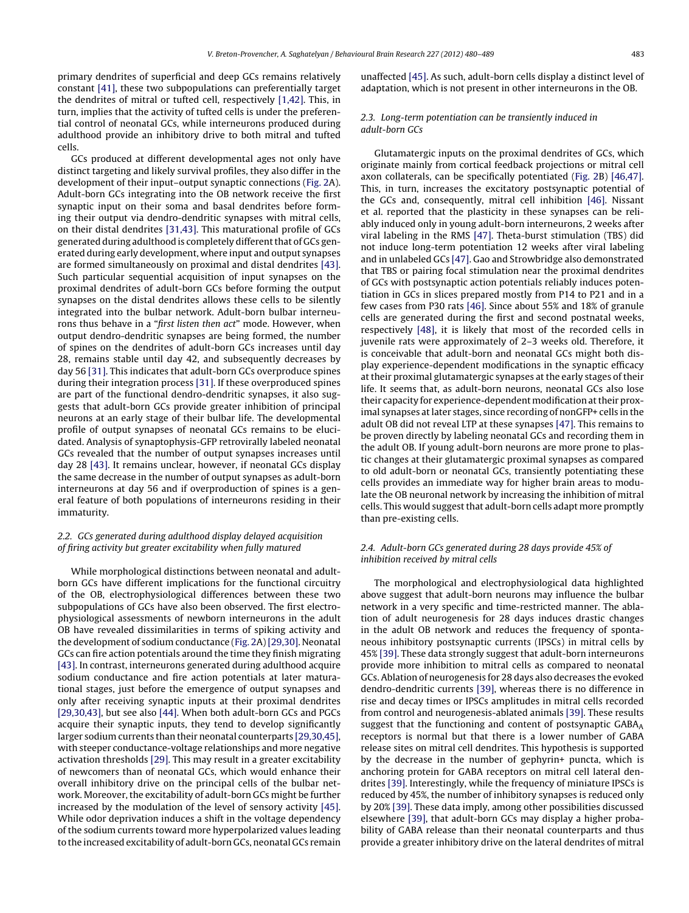primary dendrites of superficial and deep GCs remains relatively constant [41], these two subpopulations can preferentially target the dendrites of mitral or tufted cell, respectively [1,42]. This, in turn, implies that the activity of tufted cells is under the preferential control of neonatal GCs, while interneurons produced during adulthood provide an inhibitory drive to both mitral and tufted cells.

GCs produced at different developmental ages not only have distinct targeting and likely survival profiles, they also differ in the development of their input–output synaptic connections (Fig. 2A). Adult-born GCs integrating into the OB network receive the first synaptic input on their soma and basal dendrites before forming their output via dendro-dendritic synapses with mitral cells, on their distal dendrites [31,43]. This maturational profile of GCs generated during adulthood is completely different that of GCs generated during early development, where input and output synapses are formed simultaneously on proximal and distal dendrites [43]. Such particular sequential acquisition of input synapses on the proximal dendrites of adult-born GCs before forming the output synapses on the distal dendrites allows these cells to be silently integrated into the bulbar network. Adult-born bulbar interneurons thus behave in a "*first listen then act*" mode. However, when output dendro-dendritic synapses are being formed, the number of spines on the dendrites of adult-born GCs increases until day 28, remains stable until day 42, and subsequently decreases by day 56 [31]. This indicates that adult-born GCs overproduce spines during their integration process [31]. If these overproduced spines are part of the functional dendro-dendritic synapses, it also suggests that adult-born GCs provide greater inhibition of principal neurons at an early stage of their bulbar life. The developmental profile of output synapses of neonatal GCs remains to be elucidated. Analysis of synaptophysis-GFP retrovirally labeled neonatal GCs revealed that the number of output synapses increases until day 28 [43]. It remains unclear, however, if neonatal GCs display the same decrease in the number of output synapses as adult-born interneurons at day 56 and if overproduction of spines is a general feature of both populations of interneurons residing in their immaturity.

### *2.2. GCs generated during adulthood display delayed acquisition of firing activity but greater excitability when fully matured*

While morphological distinctions between neonatal and adult-born GCs have different implications for the functional circuitry of the OB, electrophysiological differences between these two subpopulations of GCs have also been observed. The first electrophysiological assessments of newborn interneurons in the adult OB have revealed dissimilarities in terms of spiking activity and the development of sodium conductance (Fig. 2A) [29,30]. Neonatal GCs can fire action potentials around the time they finish migrating [43]. In contrast, interneurons generated during adulthood acquire sodium conductance and fire action potentials at later maturational stages, just before the emergence of output synapses and only after receiving synaptic inputs at their proximal dendrites [29,30,43], but see also [44]. When both adult-born GCs and PGCs acquire their synaptic inputs, they tend to develop significantly larger sodium currents than their neonatal counterparts [29,30,45], with steeper conductance-voltage relationships and more negative activation thresholds [29]. This may result in a greater excitability of newcomers than of neonatal GCs, which would enhance their overall inhibitory drive on the principal cells of the bulbar network. Moreover, the excitability of adult-born GCs might be further increased by the modulation of the level of sensory activity [45]. While odor deprivation induces a shift in the voltage dependency of the sodium currents toward more hyperpolarized values leading to the increased excitability of adult-born GCs, neonatal GCs remain unaffected [45]. As such, adult-born cells display a distinct level of adaptation, which is not present in other interneurons in the OB.

### *2.3. Long-term potentiation can be transiently induced in adult-born GCs*

Glutamatergic inputs on the proximal dendrites of GCs, which originate mainly from cortical feedback projections or mitral cell axon collaterals, can be specifically potentiated (Fig. 2B) [46,47]. This, in turn, increases the excitatory postsynaptic potential of the GCs and, consequently, mitral cell inhibition [46]. Nissant et al. reported that the plasticity in these synapses can be reliably induced only in young adult-born interneurons, 2 weeks after viral labeling in the RMS [47]. Theta-burst stimulation (TBS) did not induce long-term potentiation 12 weeks after viral labeling and in unlabeled GCs [47]. Gao and Strowbridge also demonstrated that TBS or pairing focal stimulation near the proximal dendrites of GCs with postsynaptic action potentials reliably induces potentiation in GCs in slices prepared mostly from P14 to P21 and in a few cases from P30 rats [46]. Since about 55% and 18% of granule cells are generated during the first and second postnatal weeks, respectively [48], it is likely that most of the recorded cells in juvenile rats were approximately of 2–3 weeks old. Therefore, it is conceivable that adult-born and neonatal GCs might both display experience-dependent modifications in the synaptic efficacy at their proximal glutamatergic synapses at the early stages of their life. It seems that, as adult-born neurons, neonatal GCs also lose their capacity for experience-dependent modification at their proximal synapses at later stages, since recording of nonGFP+ cells in the adult OB did not reveal LTP at these synapses [47]. This remains to be proven directly by labeling neonatal GCs and recording them in the adult OB. If young adult-born neurons are more prone to plastic changes at their glutamatergic proximal synapses as compared to old adult-born or neonatal GCs, transiently potentiating these cells provides an immediate way for higher brain areas to modulate the OB neuronal network by increasing the inhibition of mitral cells. This would suggest that adult-born cells adapt more promptly than pre-existing cells.

### *2.4. Adult-born GCs generated during 28 days provide 45% of inhibition received by mitral cells*

The morphological and electrophysiological data highlighted above suggest that adult-born neurons may influence the bulbar network in a very specific and time-restricted manner. The ablation of adult neurogenesis for 28 days induces drastic changes in the adult OB network and reduces the frequency of spontaneous inhibitory postsynaptic currents (IPSCs) in mitral cells by 45% [39]. These data strongly suggest that adult-born interneurons provide more inhibition to mitral cells as compared to neonatal GCs. Ablation of neurogenesis for 28 days also decreases the evoked dendro-dendritic currents [39], whereas there is no difference in rise and decay times or IPSCs amplitudes in mitral cells recorded from control and neurogenesis-ablated animals [39]. These results suggest that the functioning and content of postsynaptic $GABA_A$ receptors is normal but that there is a lower number of GABA release sites on mitral cell dendrites. This hypothesis is supported by the decrease in the number of gephyrin+ puncta, which is anchoring protein for GABA receptors on mitral cell lateral dendrites [39]. Interestingly, while the frequency of miniature IPSCs is reduced by 45%, the number of inhibitory synapses is reduced only by 20% [39]. These data imply, among other possibilities discussed elsewhere [39], that adult-born GCs may display a higher probability of GABA release than their neonatal counterparts and thus provide a greater inhibitory drive on the lateral dendrites of mitral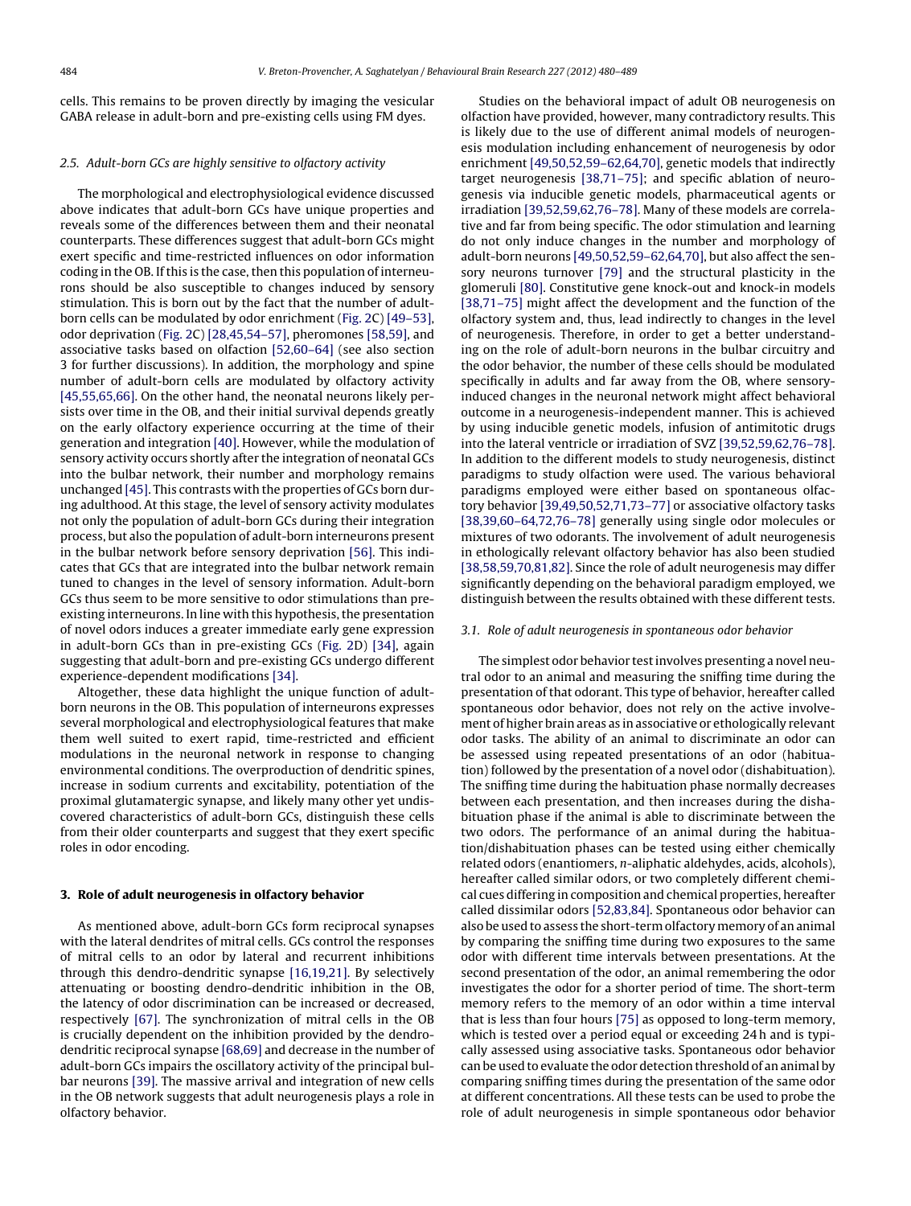cells. This remains to be proven directly by imaging the vesicular GABA release in adult-born and pre-existing cells using FM dyes.

### 2.5. Adult-born GCs are highly sensitive to olfactory activity

The morphological and electrophysiological evidence discussed above indicates that adult-born GCs have unique properties and reveals some of the differences between them and their neonatal counterparts. These differences suggest that adult-born GCs might exert specific and time-restricted influences on odor information coding in the OB. If this is the case, then this population of interneurons should be also susceptible to changes induced by sensory stimulation. This is born out by the fact that the number of adult-born cells can be modulated by odor enrichment (Fig. 2C) [49–53], odor deprivation (Fig. 2C) [28,45,54–57], pheromones [58,59], and associative tasks based on olfaction [52,60–64] (see also section 3 for further discussions). In addition, the morphology and spine number of adult-born cells are modulated by olfactory activity [45,55,65,66]. On the other hand, the neonatal neurons likely persists over time in the OB, and their initial survival depends greatly on the early olfactory experience occurring at the time of their generation and integration [40]. However, while the modulation of sensory activity occurs shortly after the integration of neonatal GCs into the bulbar network, their number and morphology remains unchanged [45]. This contrasts with the properties of GCs born during adulthood. At this stage, the level of sensory activity modulates not only the population of adult-born GCs during their integration process, but also the population of adult-born interneurons present in the bulbar network before sensory deprivation [56]. This indicates that GCs that are integrated into the bulbar network remain tuned to changes in the level of sensory information. Adult-born GCs thus seem to be more sensitive to odor stimulations than pre-existing interneurons. In line with this hypothesis, the presentation of novel odors induces a greater immediate early gene expression in adult-born GCs than in pre-existing GCs (Fig. 2D) [34], again suggesting that adult-born and pre-existing GCs undergo different experience-dependent modifications [34].

Altogether, these data highlight the unique function of adult-born neurons in the OB. This population of interneurons expresses several morphological and electrophysiological features that make them well suited to exert rapid, time-restricted and efficient modulations in the neuronal network in response to changing environmental conditions. The overproduction of dendritic spines, increase in sodium currents and excitability, potentiation of the proximal glutamatergic synapse, and likely many other yet undiscovered characteristics of adult-born GCs, distinguish these cells from their older counterparts and suggest that they exert specific roles in odor encoding.

## 3. Role of adult neurogenesis in olfactory behavior

As mentioned above, adult-born GCs form reciprocal synapses with the lateral dendrites of mitral cells. GCs control the responses of mitral cells to an odor by lateral and recurrent inhibitions through this dendro-dendritic synapse [16,19,21]. By selectively attenuating or boosting dendro-dendritic inhibition in the OB, the latency of odor discrimination can be increased or decreased, respectively [67]. The synchronization of mitral cells in the OB is crucially dependent on the inhibition provided by the dendro-dendritic reciprocal synapse [68,69] and decrease in the number of adult-born GCs impairs the oscillatory activity of the principal bulbar neurons [39]. The massive arrival and integration of new cells in the OB network suggests that adult neurogenesis plays a role in olfactory behavior.

Studies on the behavioral impact of adult OB neurogenesis on olfaction have provided, however, many contradictory results. This is likely due to the use of different animal models of neurogenesis modulation including enhancement of neurogenesis by odor enrichment [49,50,52,59–62,64,70], genetic models that indirectly target neurogenesis [38,71–75]; and specific ablation of neurogenesis via inducible genetic models, pharmaceutical agents or irradiation [39,52,59,62,76–78]. Many of these models are correlative and far from being specific. The odor stimulation and learning do not only induce changes in the number and morphology of adult-born neurons [49,50,52,59–62,64,70], but also affect the sensory neurons turnover [79] and the structural plasticity in the glomeruli [80]. Constitutive gene knock-out and knock-in models [38,71–75] might affect the development and the function of the olfactory system and, thus, lead indirectly to changes in the level of neurogenesis. Therefore, in order to get a better understanding on the role of adult-born neurons in the bulbar circuitry and the odor behavior, the number of these cells should be modulated specifically in adults and far away from the OB, where sensory-induced changes in the neuronal network might affect behavioral outcome in a neurogenesis-independent manner. This is achieved by using inducible genetic models, infusion of antimitotic drugs into the lateral ventricle or irradiation of SVZ [39,52,59,62,76–78]. In addition to the different models to study neurogenesis, distinct paradigms to study olfaction were used. The various behavioral paradigms employed were either based on spontaneous olfactory behavior [39,49,50,52,71,73–77] or associative olfactory tasks [38,39,60–64,72,76–78] generally using single odor molecules or mixtures of two odorants. The involvement of adult neurogenesis in ethologically relevant olfactory behavior has also been studied [38,58,59,70,81,82]. Since the role of adult neurogenesis may differ significantly depending on the behavioral paradigm employed, we distinguish between the results obtained with these different tests.

### 3.1. Role of adult neurogenesis in spontaneous odor behavior

The simplest odor behavior test involves presenting a novel neutral odor to an animal and measuring the sniffing time during the presentation of that odorant. This type of behavior, hereafter called spontaneous odor behavior, does not rely on the active involvement of higher brain areas as in associative or ethologically relevant odor tasks. The ability of an animal to discriminate an odor can be assessed using repeated presentations of an odor (habituation) followed by the presentation of a novel odor (dishabituation). The sniffing time during the habituation phase normally decreases between each presentation, and then increases during the dishabituation phase if the animal is able to discriminate between the two odors. The performance of an animal during the habituation/dishabituation phases can be tested using either chemically related odors (enantiomers, *n*-aliphatic aldehydes, acids, alcohols), hereafter called similar odors, or two completely different chemical cues differing in composition and chemical properties, hereafter called dissimilar odors [52,83,84]. Spontaneous odor behavior can also be used to assess the short-term olfactory memory of an animal by comparing the sniffing time during two exposures to the same odor with different time intervals between presentations. At the second presentation of the odor, an animal remembering the odor investigates the odor for a shorter period of time. The short-term memory refers to the memory of an odor within a time interval that is less than four hours [75] as opposed to long-term memory, which is tested over a period equal or exceeding 24 h and is typically assessed using associative tasks. Spontaneous odor behavior can be used to evaluate the odor detection threshold of an animal by comparing sniffing times during the presentation of the same odor at different concentrations. All these tests can be used to probe the role of adult neurogenesis in simple spontaneous odor behavior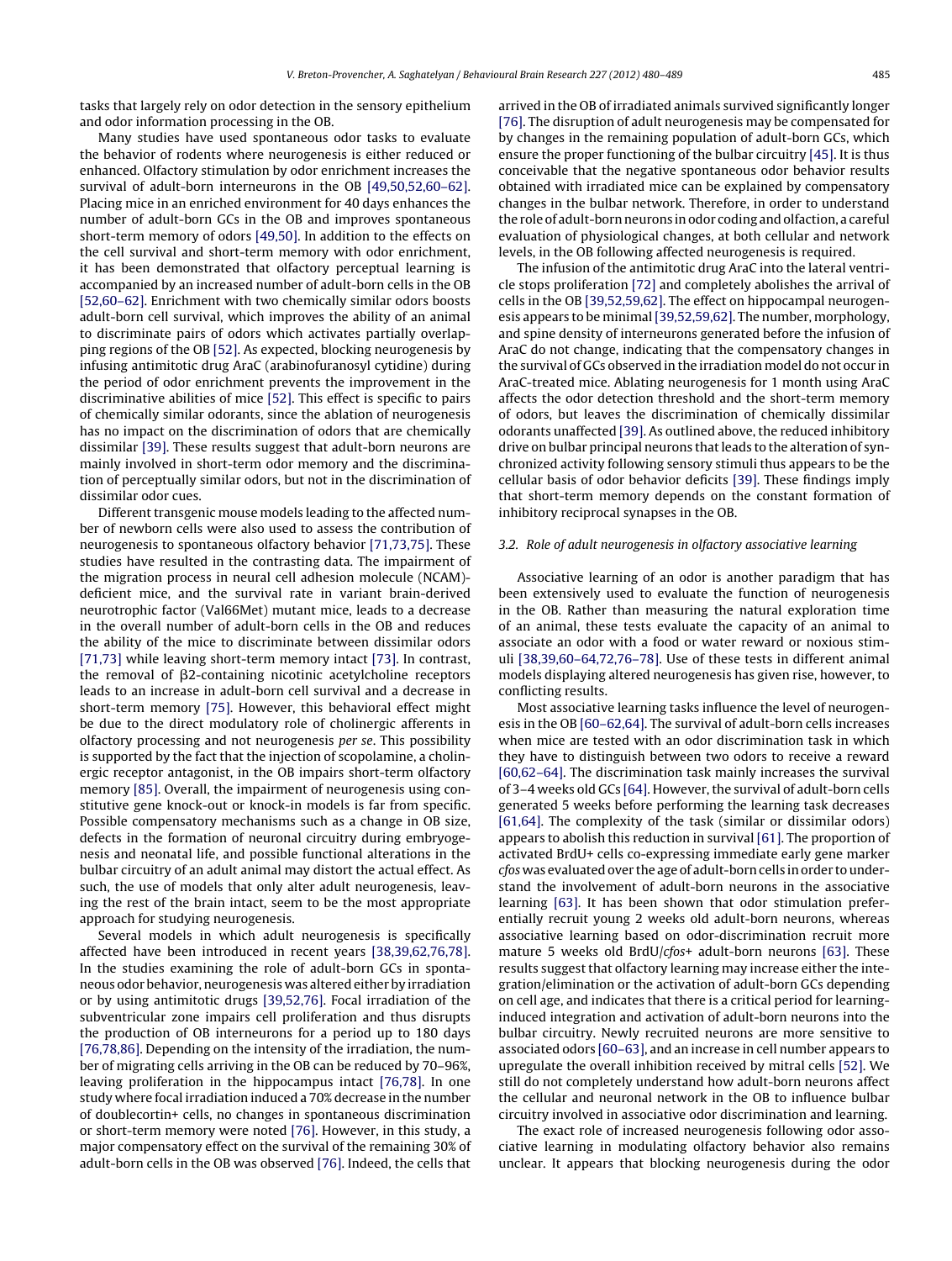tasks that largely rely on odor detection in the sensory epithelium and odor information processing in the OB.

Many studies have used spontaneous odor tasks to evaluate the behavior of rodents where neurogenesis is either reduced or enhanced. Olfactory stimulation by odor enrichment increases the survival of adult-born interneurons in the OB [49,50,52,60–62]. Placing mice in an enriched environment for 40 days enhances the number of adult-born GCs in the OB and improves spontaneous short-term memory of odors [49,50]. In addition to the effects on the cell survival and short-term memory with odor enrichment, it has been demonstrated that olfactory perceptual learning is accompanied by an increased number of adult-born cells in the OB [52,60–62]. Enrichment with two chemically similar odors boosts adult-born cell survival, which improves the ability of an animal to discriminate pairs of odors which activates partially overlapping regions of the OB [52]. As expected, blocking neurogenesis by infusing antimitotic drug AraC (arabinofuranosyl cytidine) during the period of odor enrichment prevents the improvement in the discriminative abilities of mice [52]. This effect is specific to pairs of chemically similar odorants, since the ablation of neurogenesis has no impact on the discrimination of odors that are chemically dissimilar [39]. These results suggest that adult-born neurons are mainly involved in short-term odor memory and the discrimination of perceptually similar odors, but not in the discrimination of dissimilar odor cues.

Different transgenic mouse models leading to the affected number of newborn cells were also used to assess the contribution of neurogenesis to spontaneous olfactory behavior [71,73,75]. These studies have resulted in the contrasting data. The impairment of the migration process in neural cell adhesion molecule (NCAM)-deficient mice, and the survival rate in variant brain-derived neurotrophic factor (Val66Met) mutant mice, leads to a decrease in the overall number of adult-born cells in the OB and reduces the ability of the mice to discriminate between dissimilar odors [71,73] while leaving short-term memory intact [73]. In contrast, the removal of β2-containing nicotinic acetylcholine receptors leads to an increase in adult-born cell survival and a decrease in short-term memory [75]. However, this behavioral effect might be due to the direct modulatory role of cholinergic afferents in olfactory processing and not neurogenesis *per se*. This possibility is supported by the fact that the injection of scopolamine, a cholinergic receptor antagonist, in the OB impairs short-term olfactory memory [85]. Overall, the impairment of neurogenesis using constitutive gene knock-out or knock-in models is far from specific. Possible compensatory mechanisms such as a change in OB size, defects in the formation of neuronal circuitry during embryogenesis and neonatal life, and possible functional alterations in the bulbar circuitry of an adult animal may distort the actual effect. As such, the use of models that only alter adult neurogenesis, leaving the rest of the brain intact, seem to be the most appropriate approach for studying neurogenesis.

Several models in which adult neurogenesis is specifically affected have been introduced in recent years [38,39,62,76,78]. In the studies examining the role of adult-born GCs in spontaneous odor behavior, neurogenesis was altered either by irradiation or by using antimitotic drugs [39,52,76]. Focal irradiation of the subventricular zone impairs cell proliferation and thus disrupts the production of OB interneurons for a period up to 180 days [76,78,86]. Depending on the intensity of the irradiation, the number of migrating cells arriving in the OB can be reduced by 70–96%, leaving proliferation in the hippocampus intact [76,78]. In one study where focal irradiation induced a 70% decrease in the number of doublecortin+ cells, no changes in spontaneous discrimination or short-term memory were noted [76]. However, in this study, a major compensatory effect on the survival of the remaining 30% of adult-born cells in the OB was observed [76]. Indeed, the cells that arrived in the OB of irradiated animals survived significantly longer [76]. The disruption of adult neurogenesis may be compensated for by changes in the remaining population of adult-born GCs, which ensure the proper functioning of the bulbar circuitry [45]. It is thus conceivable that the negative spontaneous odor behavior results obtained with irradiated mice can be explained by compensatory changes in the bulbar network. Therefore, in order to understand the role of adult-born neurons in odor coding and olfaction, a careful evaluation of physiological changes, at both cellular and network levels, in the OB following affected neurogenesis is required.

The infusion of the antimitotic drug AraC into the lateral ventricle stops proliferation [72] and completely abolishes the arrival of cells in the OB [39,52,59,62]. The effect on hippocampal neurogenesis appears to be minimal [39,52,59,62]. The number, morphology, and spine density of interneurons generated before the infusion of AraC do not change, indicating that the compensatory changes in the survival of GCs observed in the irradiation model do not occur in AraC-treated mice. Ablating neurogenesis for 1 month using AraC affects the odor detection threshold and the short-term memory of odors, but leaves the discrimination of chemically dissimilar odorants unaffected [39]. As outlined above, the reduced inhibitory drive on bulbar principal neurons that leads to the alteration of synchronized activity following sensory stimuli thus appears to be the cellular basis of odor behavior deficits [39]. These findings imply that short-term memory depends on the constant formation of inhibitory reciprocal synapses in the OB.

### 3.2. Role of adult neurogenesis in olfactory associative learning

Associative learning of an odor is another paradigm that has been extensively used to evaluate the function of neurogenesis in the OB. Rather than measuring the natural exploration time of an animal, these tests evaluate the capacity of an animal to associate an odor with a food or water reward or noxious stimuli [38,39,60–64,72,76–78]. Use of these tests in different animal models displaying altered neurogenesis has given rise, however, to conflicting results.

Most associative learning tasks influence the level of neurogenesis in the OB [60–62,64]. The survival of adult-born cells increases when mice are tested with an odor discrimination task in which they have to distinguish between two odors to receive a reward [60,62–64]. The discrimination task mainly increases the survival of 3–4 weeks old GCs [64]. However, the survival of adult-born cells generated 5 weeks before performing the learning task decreases [61,64]. The complexity of the task (similar or dissimilar odors) appears to abolish this reduction in survival [61]. The proportion of activated BrdU+ cells co-expressing immediate early gene marker *cfos* was evaluated over the age of adult-born cells in order to understand the involvement of adult-born neurons in the associative learning [63]. It has been shown that odor stimulation preferentially recruit young 2 weeks old adult-born neurons, whereas associative learning based on odor-discrimination recruit more mature 5 weeks old BrdU/*cfos*+ adult-born neurons [63]. These results suggest that olfactory learning may increase either the integration/elimination or the activation of adult-born GCs depending on cell age, and indicates that there is a critical period for learning-induced integration and activation of adult-born neurons into the bulbar circuitry. Newly recruited neurons are more sensitive to associated odors [60–63], and an increase in cell number appears to upregulate the overall inhibition received by mitral cells [52]. We still do not completely understand how adult-born neurons affect the cellular and neuronal network in the OB to influence bulbar circuitry involved in associative odor discrimination and learning.

The exact role of increased neurogenesis following odor associative learning in modulating olfactory behavior also remains unclear. It appears that blocking neurogenesis during the odor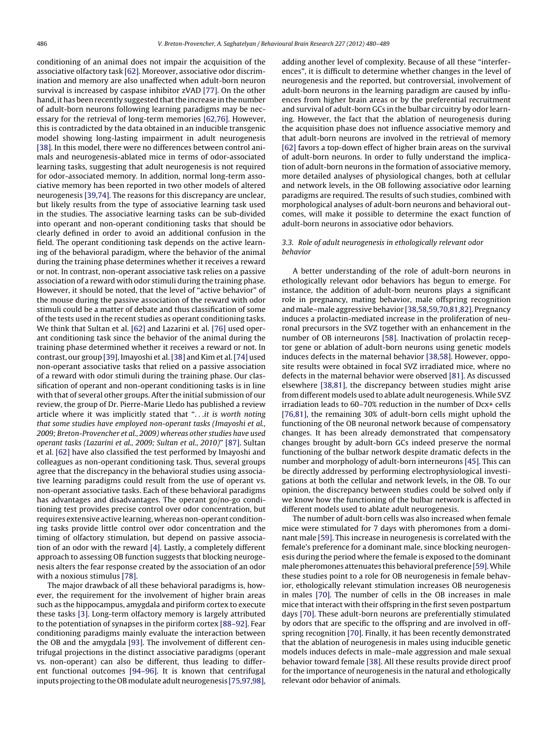conditioning of an animal does not impair the acquisition of the associative olfactory task [62]. Moreover, associative odor discrimination and memory are also unaffected when adult-born neuron survival is increased by caspase inhibitor zVAD [77]. On the other hand, it has been recently suggested that the increase in the number of adult-born neurons following learning paradigms may be necessary for the retrieval of long-term memories [62,76]. However, this is contradicted by the data obtained in an inducible transgenic model showing long-lasting impairment in adult neurogenesis [38]. In this model, there were no differences between control animals and neurogenesis-ablated mice in terms of odor-associated learning tasks, suggesting that adult neurogenesis is not required for odor-associated memory. In addition, normal long-term associative memory has been reported in two other models of altered neurogenesis [39,74]. The reasons for this discrepancy are unclear, but likely results from the type of associative learning task used in the studies. The associative learning tasks can be sub-divided into operant and non-operant conditioning tasks that should be clearly defined in order to avoid an additional confusion in the field. The operant conditioning task depends on the active learning of the behavioral paradigm, where the behavior of the animal during the training phase determines whether it receives a reward or not. In contrast, non-operant associative task relies on a passive association of a reward with odor stimuli during the training phase. However, it should be noted, that the level of "active behavior" of the mouse during the passive association of the reward with odor stimuli could be a matter of debate and thus classification of some of the tests used in the recent studies as operant conditioning tasks. We think that Sultan et al. [62] and Lazarini et al. [76] used operant conditioning task since the behavior of the animal during the training phase determined whether it receives a reward or not. In contrast, our group [39], Imayoshi et al. [38] and Kim et al. [74] used non-operant associative tasks that relied on a passive association of a reward with odor stimuli during the training phase. Our classification of operant and non-operant conditioning tasks is in line with that of several other groups. After the initial submission of our review, the group of Dr. Pierre-Marie Lledo has published a review article where it was implicitly stated that "*...it is worth noting that some studies have employed non-operant tasks (Imayoshi et al., 2009; Breton-Provencher et al., 2009) whereas other studies have used operant tasks (Lazarini et al., 2009; Sultan et al., 2010)*" [87]. Sultan et al. [62] have also classified the test performed by Imayoshi and colleagues as non-operant conditioning task. Thus, several groups agree that the discrepancy in the behavioral studies using associative learning paradigms could result from the use of operant vs. non-operant associative tasks. Each of these behavioral paradigms has advantages and disadvantages. The operant go/no-go conditioning test provides precise control over odor concentration, but requires extensive active learning, whereas non-operant conditioning tasks provide little control over odor concentration and the timing of olfactory stimulation, but depend on passive association of an odor with the reward [4]. Lastly, a completely different approach to assessing OB function suggests that blocking neurogenesis alters the fear response created by the association of an odor with a noxious stimulus [78].

The major drawback of all these behavioral paradigms is, however, the requirement for the involvement of higher brain areas such as the hippocampus, amygdala and piriform cortex to execute these tasks [3]. Long-term olfactory memory is largely attributed to the potentiation of synapses in the piriform cortex [88–92]. Fear conditioning paradigms mainly evaluate the interaction between the OB and the amygdala [93]. The involvement of different centrifugal projections in the distinct associative paradigms (operant vs. non-operant) can also be different, thus leading to different functional outcomes [94–96]. It is known that centrifugal inputs projecting to the OB modulate adult neurogenesis [75,97,98], adding another level of complexity. Because of all these "interferences", it is difficult to determine whether changes in the level of neurogenesis and the reported, but controversial, involvement of adult-born neurons in the learning paradigm are caused by influences from higher brain areas or by the preferential recruitment and survival of adult-born GCs in the bulbar circuitry by odor learning. However, the fact that the ablation of neurogenesis during the acquisition phase does not influence associative memory and that adult-born neurons are involved in the retrieval of memory [62] favors a top-down effect of higher brain areas on the survival of adult-born neurons. In order to fully understand the implication of adult-born neurons in the formation of associative memory, more detailed analyses of physiological changes, both at cellular and network levels, in the OB following associative odor learning paradigms are required. The results of such studies, combined with morphological analyses of adult-born neurons and behavioral outcomes, will make it possible to determine the exact function of adult-born neurons in associative odor behaviors.

### 3.3. Role of adult neurogenesis in ethologically relevant odor behavior

A better understanding of the role of adult-born neurons in ethologically relevant odor behaviors has begun to emerge. For instance, the addition of adult-born neurons plays a significant role in pregnancy, mating behavior, male offspring recognition and male–male aggressive behavior [38,58,59,70,81,82]. Pregnancy induces a prolactin-mediated increase in the proliferation of neuronal precursors in the SVZ together with an enhancement in the number of OB interneurons [58]. Inactivation of prolactin receptor gene or ablation of adult-born neurons using genetic models induces defects in the maternal behavior [38,58]. However, opposite results were obtained in focal SVZ irradiated mice, where no defects in the maternal behavior were observed [81]. As discussed elsewhere [38,81], the discrepancy between studies might arise from different models used to ablate adult neurogenesis. While SVZ irradiation leads to 60–70% reduction in the number of Dcx+ cells [76,81], the remaining 30% of adult-born cells might uphold the functioning of the OB neuronal network because of compensatory changes. It has been already demonstrated that compensatory changes brought by adult-born GCs indeed preserve the normal functioning of the bulbar network despite dramatic defects in the number and morphology of adult-born interneurons [45]. This can be directly addressed by performing electrophysiological investigations at both the cellular and network levels, in the OB. To our opinion, the discrepancy between studies could be solved only if we know how the functioning of the bulbar network is affected in different models used to ablate adult neurogenesis.

The number of adult-born cells was also increased when female mice were stimulated for 7 days with pheromones from a dominant male [59]. This increase in neurogenesis is correlated with the female's preference for a dominant male, since blocking neurogenesis during the period where the female is exposed to the dominant male pheromones attenuates this behavioral preference [59]. While these studies point to a role for OB neurogenesis in female behavior, ethologically relevant stimulation increases OB neurogenesis in males [70]. The number of cells in the OB increases in male mice that interact with their offspring in the first seven postpartum days [70]. These adult-born neurons are preferentially stimulated by odors that are specific to the offspring and are involved in offspring recognition [70]. Finally, it has been recently demonstrated that the ablation of neurogenesis in males using inducible genetic models induces defects in male–male aggression and male sexual behavior toward female [38]. All these results provide direct proof for the importance of neurogenesis in the natural and ethologically relevant odor behavior of animals.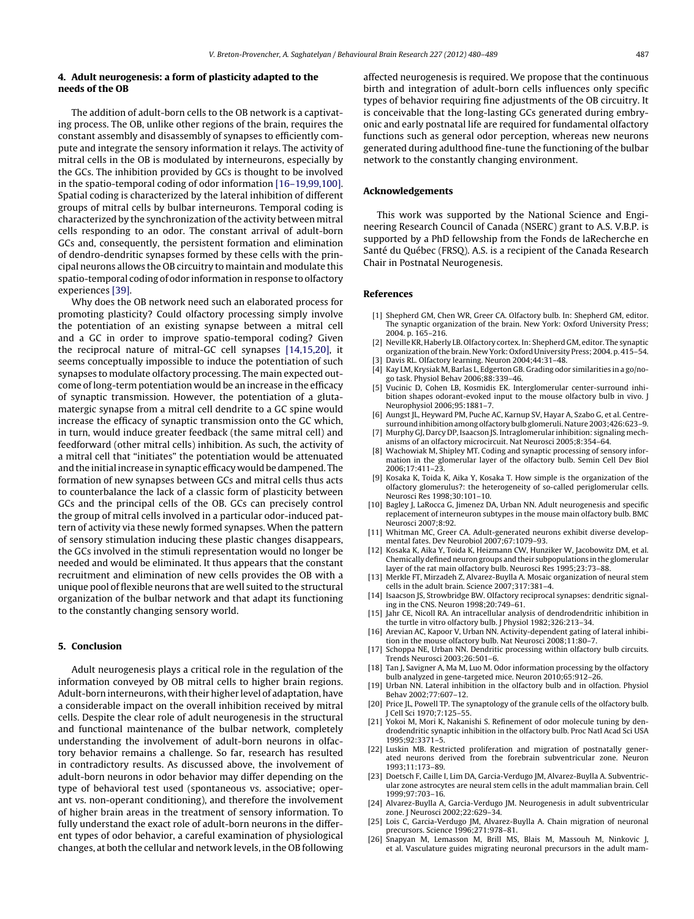## 4. Adult neurogenesis: a form of plasticity adapted to the needs of the OB

The addition of adult-born cells to the OB network is a captivating process. The OB, unlike other regions of the brain, requires the constant assembly and disassembly of synapses to efficiently compute and integrate the sensory information it relays. The activity of mitral cells in the OB is modulated by interneurons, especially by the GCs. The inhibition provided by GCs is thought to be involved in the spatio-temporal coding of odor information [16–19,99,100]. Spatial coding is characterized by the lateral inhibition of different groups of mitral cells by bulbar interneurons. Temporal coding is characterized by the synchronization of the activity between mitral cells responding to an odor. The constant arrival of adult-born GCs and, consequently, the persistent formation and elimination of dendro-dendritic synapses formed by these cells with the principal neurons allows the OB circuitry to maintain and modulate this spatio-temporal coding of odor information in response to olfactory experiences [39].

Why does the OB network need such an elaborated process for promoting plasticity? Could olfactory processing simply involve the potentiation of an existing synapse between a mitral cell and a GC in order to improve spatio-temporal coding? Given the reciprocal nature of mitral-GC cell synapses [14,15,20], it seems conceptually impossible to induce the potentiation of such synapses to modulate olfactory processing. The main expected outcome of long-term potentiation would be an increase in the efficacy of synaptic transmission. However, the potentiation of a glutamatergic synapse from a mitral cell dendrite to a GC spine would increase the efficacy of synaptic transmission onto the GC which, in turn, would induce greater feedback (the same mitral cell) and feedforward (other mitral cells) inhibition. As such, the activity of a mitral cell that "initiates" the potentiation would be attenuated and the initial increase in synaptic efficacy would be dampened. The formation of new synapses between GCs and mitral cells thus acts to counterbalance the lack of a classic form of plasticity between GCs and the principal cells of the OB. GCs can precisely control the group of mitral cells involved in a particular odor-induced pattern of activity via these newly formed synapses. When the pattern of sensory stimulation inducing these plastic changes disappears, the GCs involved in the stimuli representation would no longer be needed and would be eliminated. It thus appears that the constant recruitment and elimination of new cells provides the OB with a unique pool of flexible neurons that are well suited to the structural organization of the bulbar network and that adapt its functioning to the constantly changing sensory world.

## 5. Conclusion

Adult neurogenesis plays a critical role in the regulation of the information conveyed by OB mitral cells to higher brain regions. Adult-born interneurons, with their higher level of adaptation, have a considerable impact on the overall inhibition received by mitral cells. Despite the clear role of adult neurogenesis in the structural and functional maintenance of the bulbar network, completely understanding the involvement of adult-born neurons in olfactory behavior remains a challenge. So far, research has resulted in contradictory results. As discussed above, the involvement of adult-born neurons in odor behavior may differ depending on the type of behavioral test used (spontaneous vs. associative; operant vs. non-operant conditioning), and therefore the involvement of higher brain areas in the treatment of sensory information. To fully understand the exact role of adult-born neurons in the different types of odor behavior, a careful examination of physiological changes, at both the cellular and network levels, in the OB following affected neurogenesis is required. We propose that the continuous birth and integration of adult-born cells influences only specific types of behavior requiring fine adjustments of the OB circuitry. It is conceivable that the long-lasting GCs generated during embryonic and early postnatal life are required for fundamental olfactory functions such as general odor perception, whereas new neurons generated during adulthood fine-tune the functioning of the bulbar network to the constantly changing environment.

## Acknowledgements

This work was supported by the National Science and Engineering Research Council of Canada (NSERC) grant to A.S. V.B.P. is supported by a PhD fellowship from the Fonds de laRecherche en Santé du Québec (FRSQ). A.S. is a recipient of the Canada Research Chair in Postnatal Neurogenesis.

## References

[1] Shepherd GM, Chen WR, Greer CA. Olfactory bulb. In: Shepherd GM, editor. The synaptic organization of the brain. New York: Oxford University Press; 2004. p. 165–216.

[2] Neville KR, Haberly LB. Olfactory cortex. In: Shepherd GM, editor. The synaptic organization of the brain. New York: Oxford University Press; 2004. p. 415–54.

[3] Davis RL. Olfactory learning. Neuron 2004;44:31–48.

[4] Kay LM, Krysiak M, Barlas L, Edgerton GB. Grading odor similarities in a go/no-go task. Physiol Behav 2006;88:339–46.

[5] Vucinic D, Cohen LB, Kosmidis EK. Interglomerular center-surround inhibition shapes odorant-evoked input to the mouse olfactory bulb in vivo. J Neurophysiol 2006;95:1881–7.

[6] Aungst JL, Heyward PM, Puche AC, Karnup SV, Hayar A, Szabo G, et al. Centre-surround inhibition among olfactory bulb glomeruli. Nature 2003;426:623–9.

[7] Murphy GJ, Darcy DP, Isaacson JS. Intraglomerular inhibition: signaling mechanisms of an olfactory microcircuit. Nat Neurosci 2005;8:354–64.

[8] Wachowiak M, Shipley MT. Coding and synaptic processing of sensory information in the glomerular layer of the olfactory bulb. Semin Cell Dev Biol 2006;17:411–23.

[9] Kosaka K, Toida K, Aika Y, Kosaka T. How simple is the organization of the olfactory glomerulus?: the heterogeneity of so-called periglomerular cells. Neurosci Res 1998;30:101–10.

[10] Bagley J, LaRocca G, Jimenez DA, Urban NN. Adult neurogenesis and specific replacement of interneuron subtypes in the mouse main olfactory bulb. BMC Neurosci 2007;8:92.

[11] Whitman MC, Greer CA. Adult-generated neurons exhibit diverse developmental fates. Dev Neurobiol 2007;67:1079–93.

[12] Kosaka K, Aika Y, Toida K, Heizmann CW, Hunziker W, Jacobowitz DM, et al. Chemically defined neuron groups and their subpopulations in the glomerular layer of the rat main olfactory bulb. Neurosci Res 1995;23:73–88.

[13] Merkle FT, Mirzadeh Z, Alvarez-Buylla A. Mosaic organization of neural stem cells in the adult brain. Science 2007;317:381–4.

[14] Isaacson JS, Strowbridge BW. Olfactory reciprocal synapses: dendritic signaling in the CNS. Neuron 1998;20:749–61.

[15] Jahr CE, Nicoll RA. An intracellular analysis of dendrodendritic inhibition in the turtle in vitro olfactory bulb. J Physiol 1982;326:213–34.

[16] Arevian AC, Kapoor V, Urban NN. Activity-dependent gating of lateral inhibition in the mouse olfactory bulb. Nat Neurosci 2008;11:80–7.

[17] Schoppa NE, Urban NN. Dendritic processing within olfactory bulb circuits. Trends Neurosci 2003;26:501–6.

[18] Tan J, Savigner A, Ma M, Luo M. Odor information processing by the olfactory bulb analyzed in gene-targeted mice. Neuron 2010;65:912–26.

[19] Urban NN. Lateral inhibition in the olfactory bulb and in olfaction. Physiol Behav 2002;77:607–12.

[20] Price JL, Powell TP. The synaptology of the granule cells of the olfactory bulb. J Cell Sci 1970;7:125–55.

[21] Yokoi M, Mori K, Nakanishi S. Refinement of odor molecule tuning by dendrodendritic synaptic inhibition in the olfactory bulb. Proc Natl Acad Sci USA 1995;92:3371–5.

[22] Luskin MB. Restricted proliferation and migration of postnatally generated neurons derived from the forebrain subventricular zone. Neuron 1993;11:173–89.

[23] Doetsch F, Caille I, Lim DA, Garcia-Verdugo JM, Alvarez-Buylla A. Subventricular zone astrocytes are neural stem cells in the adult mammalian brain. Cell 1999;97:703–16.

[24] Alvarez-Buylla A, Garcia-Verdugo JM. Neurogenesis in adult subventricular zone. J Neurosci 2002;22:629–34.

[25] Lois C, Garcia-Verdugo JM, Alvarez-Buylla A. Chain migration of neuronal precursors. Science 1996;271:978–81.

[26] Snapyan M, Lemasson M, Brill MS, Blais M, Massouh M, Ninkovic J, et al. Vasculature guides migrating neuronal precursors in the adult mam-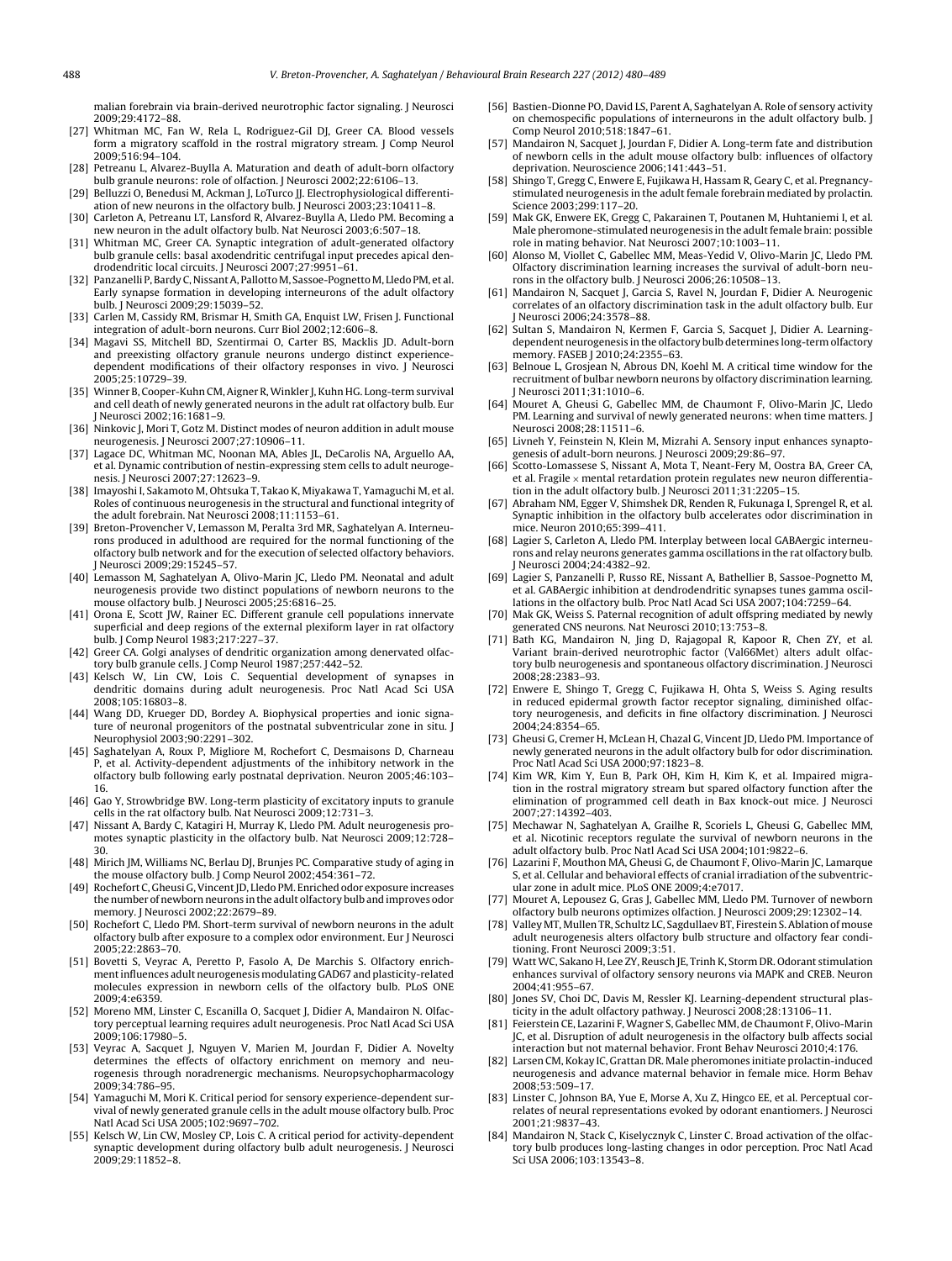malian forebrain via brain-derived neurotrophic factor signaling. J Neurosci 2009;29:4172–88.

[27] Whitman MC, Fan W, Rela L, Rodriguez-Gil DJ, Greer CA. Blood vessels form a migratory scaffold in the rostral migratory stream. J Comp Neurol 2009;516:94–104.

[28] Petreanu L, Alvarez-Buylla A. Maturation and death of adult-born olfactory bulb granule neurons: role of olfaction. J Neurosci 2002;22:6106–13.

[29] Belluzzi O, Benedusi M, Ackman J, LoTurco JJ. Electrophysiological differentiation of new neurons in the olfactory bulb. J Neurosci 2003;23:10411–8.

[30] Carleton A, Petreanu LT, Lansford R, Alvarez-Buylla A, Lledo PM. Becoming a new neuron in the adult olfactory bulb. Nat Neurosci 2003;6:507–18.

[31] Whitman MC, Greer CA. Synaptic integration of adult-generated olfactory bulb granule cells: basal axodendritic centrifugal input precedes apical dendrodendritic local circuits. J Neurosci 2007;27:9951–61.

[32] Panzanelli P, Bardy C, Nissant A, Pallotto M, Sassoe-Pognetto M, Lledo PM, et al. Early synapse formation in developing interneurons of the adult olfactory bulb. J Neurosci 2009;29:15039–52.

[33] Carlen M, Cassidy RM, Brismar H, Smith GA, Enquist LW, Frisen J. Functional integration of adult-born neurons. Curr Biol 2002;12:606–8.

[34] Magavi SS, Mitchell BD, Szentirmai O, Carter BS, Macklis JD. Adult-born and preexisting olfactory granule neurons undergo distinct experience-dependent modifications of their olfactory responses in vivo. J Neurosci 2005;25:10729–39.

[35] Winner B, Cooper-Kuhn CM, Aigner R, Winkler J, Kuhn HG. Long-term survival and cell death of newly generated neurons in the adult rat olfactory bulb. Eur J Neurosci 2002;16:1681–9.

[36] Ninkovic J, Mori T, Gotz M. Distinct modes of neuron addition in adult mouse neurogenesis. J Neurosci 2007;27:10906–11.

[37] Lagace DC, Whitman MC, Noonan MA, Ables JL, DeCarolis NA, Arguello AA, et al. Dynamic contribution of nestin-expressing stem cells to adult neurogenesis. J Neurosci 2007;27:12623–9.

[38] Imayoshi I, Sakamoto M, Ohtsuka T, Takao K, Miyakawa T, Yamaguchi M, et al. Roles of continuous neurogenesis in the structural and functional integrity of the adult forebrain. Nat Neurosci 2008;11:1153–61.

[39] Breton-Provencher V, Lemasson M, Peralta 3rd MR, Saghatelyan A. Interneurons produced in adulthood are required for the normal functioning of the olfactory bulb network and for the execution of selected olfactory behaviors. J Neurosci 2009;29:15245–57.

[40] Lemasson M, Saghatelyan A, Olivo-Marin JC, Lledo PM. Neonatal and adult neurogenesis provide two distinct populations of newborn neurons to the mouse olfactory bulb. J Neurosci 2005;25:6816–25.

[41] Orona E, Scott JW, Rainer EC. Different granule cell populations innervate superficial and deep regions of the external plexiform layer in rat olfactory bulb. J Comp Neurol 1983;217:227–37.

[42] Greer CA. Golgi analyses of dendritic organization among denervated olfactory bulb granule cells. J Comp Neurol 1987;257:442–52.

[43] Kelsch W, Lin CW, Lois C. Sequential development of synapses in dendritic domains during adult neurogenesis. Proc Natl Acad Sci USA 2008;105:16803–8.

[44] Wang DD, Krueger DD, Bordey A. Biophysical properties and ionic signature of neuronal progenitors of the postnatal subventricular zone in situ. J Neurophysiol 2003;90:2291–302.

[45] Saghatelyan A, Roux P, Migliore M, Rochefort C, Desmaisons D, Charneau P, et al. Activity-dependent adjustments of the inhibitory network in the olfactory bulb following early postnatal deprivation. Neuron 2005;46:103–16.

[46] Gao Y, Strowbridge BW. Long-term plasticity of excitatory inputs to granule cells in the rat olfactory bulb. Nat Neurosci 2009;12:731–3.

[47] Nissant A, Bardy C, Katagiri H, Murray K, Lledo PM. Adult neurogenesis promotes synaptic plasticity in the olfactory bulb. Nat Neurosci 2009;12:728–30.

[48] Mirich JM, Williams NC, Berlau DJ, Brunjes PC. Comparative study of aging in the mouse olfactory bulb. J Comp Neurol 2002;454:361–72.

[49] Rochefort C, Gheusi G, Vincent JD, Lledo PM. Enriched odor exposure increases the number of newborn neurons in the adult olfactory bulb and improves odor memory. J Neurosci 2002;22:2679–89.

[50] Rochefort C, Lledo PM. Short-term survival of newborn neurons in the adult olfactory bulb after exposure to a complex odor environment. Eur J Neurosci 2005;22:2863–70.

[51] Bovetti S, Veyrac A, Peretto P, Fasolo A, De Marchis S. Olfactory enrichment influences adult neurogenesis modulating GAD67 and plasticity-related molecules expression in newborn cells of the olfactory bulb. PLoS ONE 2009;4:e6359.

[52] Moreno MM, Linster C, Escanilla O, Sacquet J, Didier A, Mandairon N. Olfactory perceptual learning requires adult neurogenesis. Proc Natl Acad Sci USA 2009;106:17980–5.

[53] Veyrac A, Sacquet J, Nguyen V, Marien M, Jourdan F, Didier A. Novelty determines the effects of olfactory enrichment on memory and neurogenesis through noradrenergic mechanisms. Neuropsychopharmacology 2009;34:786–95.

[54] Yamaguchi M, Mori K. Critical period for sensory experience-dependent survival of newly generated granule cells in the adult mouse olfactory bulb. Proc Natl Acad Sci USA 2005;102:9697–702.

[55] Kelsch W, Lin CW, Mosley CP, Lois C. A critical period for activity-dependent synaptic development during olfactory bulb adult neurogenesis. J Neurosci 2009;29:11852–8.

[56] Bastien-Dionne PO, David LS, Parent A, Saghatelyan A. Role of sensory activity on chemospecific populations of interneurons in the adult olfactory bulb. J Comp Neurol 2010;518:1847–61.

[57] Mandairon N, Sacquet J, Jourdan F, Didier A. Long-term fate and distribution of newborn cells in the adult mouse olfactory bulb: influences of olfactory deprivation. Neuroscience 2006;141:443–51.

[58] Shingo T, Gregg C, Enwere E, Fujikawa H, Hassam R, Geary C, et al. Pregnancy-stimulated neurogenesis in the adult female forebrain mediated by prolactin. Science 2003;299:117–20.

[59] Mak GK, Enwere EK, Gregg C, Pakarainen T, Poutanen M, Huhtaniemi I, et al. Male pheromone-stimulated neurogenesis in the adult female brain: possible role in mating behavior. Nat Neurosci 2007;10:1003–11.

[60] Alonso M, Viollet C, Gabellec MM, Meas-Yedid V, Olivo-Marin JC, Lledo PM. Olfactory discrimination learning increases the survival of adult-born neurons in the olfactory bulb. J Neurosci 2006;26:10508–13.

[61] Mandairon N, Sacquet J, Garcia S, Ravel N, Jourdan F, Didier A. Neurogenic correlates of an olfactory discrimination task in the adult olfactory bulb. Eur J Neurosci 2006;24:3578–88.

[62] Sultan S, Mandairon N, Kermen F, Garcia S, Sacquet J, Didier A. Learning-dependent neurogenesis in the olfactory bulb determines long-term olfactory memory. FASEB J 2010;24:2355–63.

[63] Belnoue L, Grosjean N, Abrous DN, Koehl M. A critical time window for the recruitment of bulbar newborn neurons by olfactory discrimination learning. J Neurosci 2011;31:1010–6.

[64] Mouret A, Gheusi G, Gabellec MM, de Chaumont F, Olivo-Marin JC, Lledo PM. Learning and survival of newly generated neurons: when time matters. J Neurosci 2008;28:11511–6.

[65] Livneh Y, Feinstein N, Klein M, Mizrahi A. Sensory input enhances synaptogenesis of adult-born neurons. J Neurosci 2009;29:86–97.

[66] Scotto-Lomassese S, Nissant A, Mota T, Neant-Fery M, Oostra BA, Greer CA, et al. Fragile × mental retardation protein regulates new neuron differentiation in the adult olfactory bulb. J Neurosci 2011;31:2205–15.

[67] Abraham NM, Egger V, Shimshek DR, Renden R, Fukunaga I, Sprengel R, et al. Synaptic inhibition in the olfactory bulb accelerates odor discrimination in mice. Neuron 2010;65:399–411.

[68] Lagier S, Carleton A, Lledo PM. Interplay between local GABAergic interneurons and relay neurons generates gamma oscillations in the rat olfactory bulb. J Neurosci 2004;24:4382–92.

[69] Lagier S, Panzanelli P, Russo RE, Nissant A, Bathellier B, Sassoe-Pognetto M, et al. GABAergic inhibition at dendrodendritic synapses tunes gamma oscillations in the olfactory bulb. Proc Natl Acad Sci USA 2007;104:7259–64.

[70] Mak GK, Weiss S. Paternal recognition of adult offspring mediated by newly generated CNS neurons. Nat Neurosci 2010;13:753–8.

[71] Bath KG, Mandairon N, Jing D, Rajagopal R, Kapoor R, Chen ZY, et al. Variant brain-derived neurotrophic factor (Val66Met) alters adult olfactory bulb neurogenesis and spontaneous olfactory discrimination. J Neurosci 2008;28:2383–93.

[72] Enwere E, Shingo T, Gregg C, Fujikawa H, Ohta S, Weiss S. Aging results in reduced epidermal growth factor receptor signaling, diminished olfactory neurogenesis, and deficits in fine olfactory discrimination. J Neurosci 2004;24:8354–65.

[73] Gheusi G, Cremer H, McLean H, Chazal G, Vincent JD, Lledo PM. Importance of newly generated neurons in the adult olfactory bulb for odor discrimination. Proc Natl Acad Sci USA 2000;97:1823–8.

[74] Kim WR, Kim Y, Eun B, Park OH, Kim H, Kim K, et al. Impaired migration in the rostral migratory stream but spared olfactory function after the elimination of programmed cell death in Bax knock-out mice. J Neurosci 2007;27:14392–403.

[75] Mechawar N, Saghatelyan A, Grailhe R, Scoriels L, Gheusi G, Gabellec MM, et al. Nicotinic receptors regulate the survival of newborn neurons in the adult olfactory bulb. Proc Natl Acad Sci USA 2004;101:9822–6.

[76] Lazarini F, Mouthon MA, Gheusi G, de Chaumont F, Olivo-Marin JC, Lamarque S, et al. Cellular and behavioral effects of cranial irradiation of the subventricular zone in adult mice. PLoS ONE 2009;4:e7017.

[77] Mouret A, Lepousez G, Gras J, Gabellec MM, Lledo PM. Turnover of newborn olfactory bulb neurons optimizes olfaction. J Neurosci 2009;29:12302–14.

[78] Valley MT, Mullen TR, Schultz LC, Sagdullaev BT, Firestein S. Ablation of mouse adult neurogenesis alters olfactory bulb structure and olfactory fear conditioning. Front Neurosci 2009;3:51.

[79] Watt WC, Sakano H, Lee ZY, Reusch JE, Trinh K, Storm DR. Odorant stimulation enhances survival of olfactory sensory neurons via MAPK and CREB. Neuron 2004;41:955–67.

[80] Jones SV, Choi DC, Davis M, Ressler KJ. Learning-dependent structural plasticity in the adult olfactory pathway. J Neurosci 2008;28:13106–11.

[81] Feierstein CE, Lazarini F, Wagner S, Gabellec MM, de Chaumont F, Olivo-Marin JC, et al. Disruption of adult neurogenesis in the olfactory bulb affects social interaction but not maternal behavior. Front Behav Neurosci 2010;4:176.

[82] Larsen CM, Kokay IC, Grattan DR. Male pheromones initiate prolactin-induced neurogenesis and advance maternal behavior in female mice. Horm Behav 2008;53:509–17.

[83] Linster C, Johnson BA, Yue E, Morse A, Xu Z, Hingco EE, et al. Perceptual correlates of neural representations evoked by odorant enantiomers. J Neurosci 2001;21:9837–43.

[84] Mandairon N, Stack C, Kiselycznyk C, Linster C. Broad activation of the olfactory bulb produces long-lasting changes in odor perception. Proc Natl Acad Sci USA 2006;103:13543–8.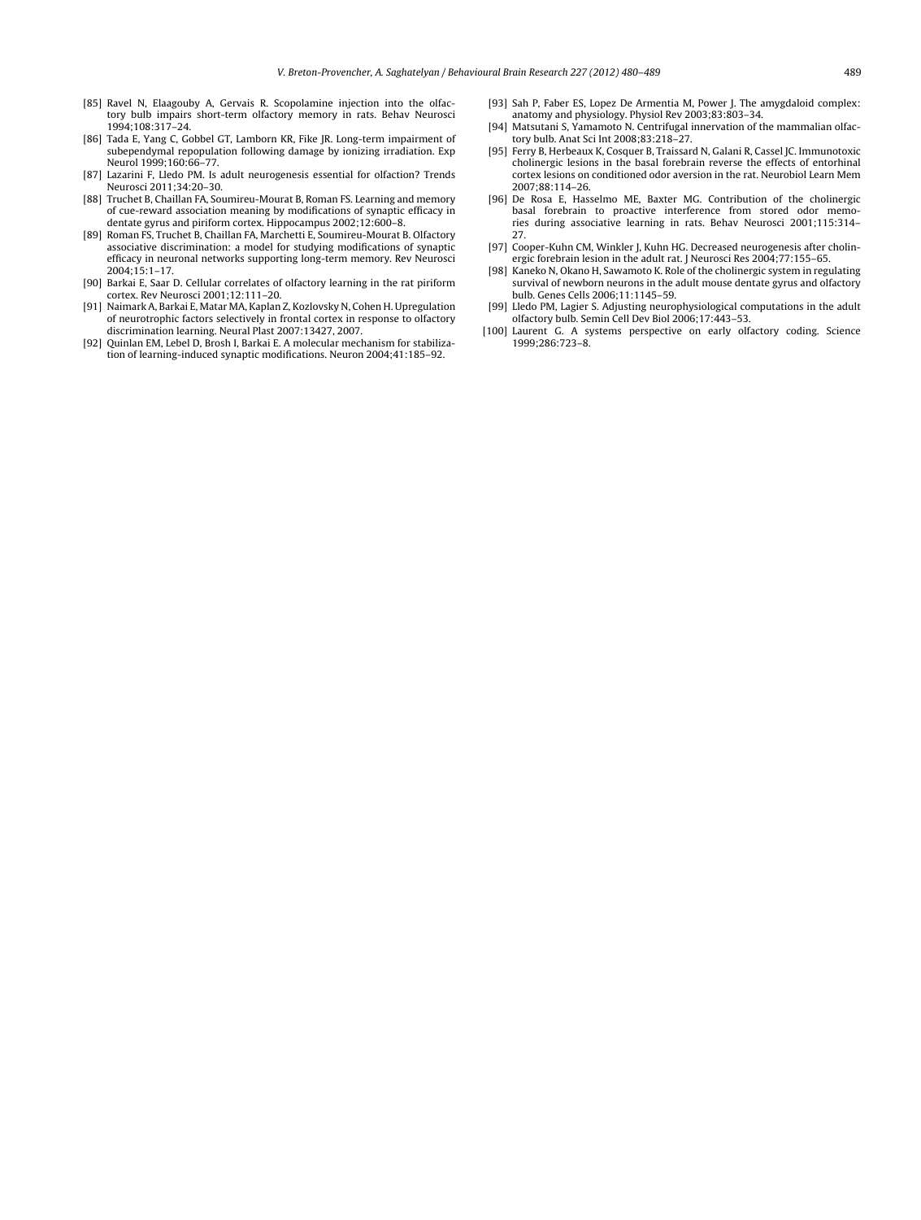[85] Ravel N, Elaagouby A, Gervais R. Scopolamine injection into the olfactory bulb impairs short-term olfactory memory in rats. Behav Neurosci 1994;108:317–24.

[86] Tada E, Yang C, Gobbel GT, Lamborn KR, Fike JR. Long-term impairment of subependymal repopulation following damage by ionizing irradiation. Exp Neurol 1999;160:66–77.

[87] Lazarini F, Lledo PM. Is adult neurogenesis essential for olfaction? Trends Neurosci 2011;34:20–30.

[88] Truchet B, Chaillan FA, Soumireu-Mourat B, Roman FS. Learning and memory of cue-reward association meaning by modifications of synaptic efficacy in dentate gyrus and piriform cortex. Hippocampus 2002;12:600–8.

[89] Roman FS, Truchet B, Chaillan FA, Marchetti E, Soumireu-Mourat B. Olfactory associative discrimination: a model for studying modifications of synaptic efficacy in neuronal networks supporting long-term memory. Rev Neurosci 2004;15:1–17.

[90] Barkai E, Saar D. Cellular correlates of olfactory learning in the rat piriform cortex. Rev Neurosci 2001;12:111–20.

[91] Naimark A, Barkai E, Matar MA, Kaplan Z, Kozlovsky N, Cohen H. Upregulation of neurotrophic factors selectively in frontal cortex in response to olfactory discrimination learning. Neural Plast 2007:13427, 2007.

[92] Quinlan EM, Lebel D, Brosh I, Barkai E. A molecular mechanism for stabilization of learning-induced synaptic modifications. Neuron 2004;41:185–92.

[93] Sah P, Faber ES, Lopez De Armentia M, Power J. The amygdaloid complex: anatomy and physiology. Physiol Rev 2003;83:803–34.

[94] Matsutani S, Yamamoto N. Centrifugal innervation of the mammalian olfactory bulb. Anat Sci Int 2008;83:218–27.

[95] Ferry B, Herbeaux K, Cosquer B, Traissard N, Galani R, Cassel JC. Immunotoxic cholinergic lesions in the basal forebrain reverse the effects of entorhinal cortex lesions on conditioned odor aversion in the rat. Neurobiol Learn Mem 2007;88:114–26.

[96] De Rosa E, Hasselmo ME, Baxter MG. Contribution of the cholinergic basal forebrain to proactive interference from stored odor memories during associative learning in rats. Behav Neurosci 2001;115:314–27.

[97] Cooper-Kuhn CM, Winkler J, Kuhn HG. Decreased neurogenesis after cholinergic forebrain lesion in the adult rat. J Neurosci Res 2004;77:155–65.

[98] Kaneko N, Okano H, Sawamoto K. Role of the cholinergic system in regulating survival of newborn neurons in the adult mouse dentate gyrus and olfactory bulb. Genes Cells 2006;11:1145–59.

[99] Lledo PM, Lagier S. Adjusting neurophysiological computations in the adult olfactory bulb. Semin Cell Dev Biol 2006;17:443–53.

[100] Laurent G. A systems perspective on early olfactory coding. Science 1999;286:723–8.